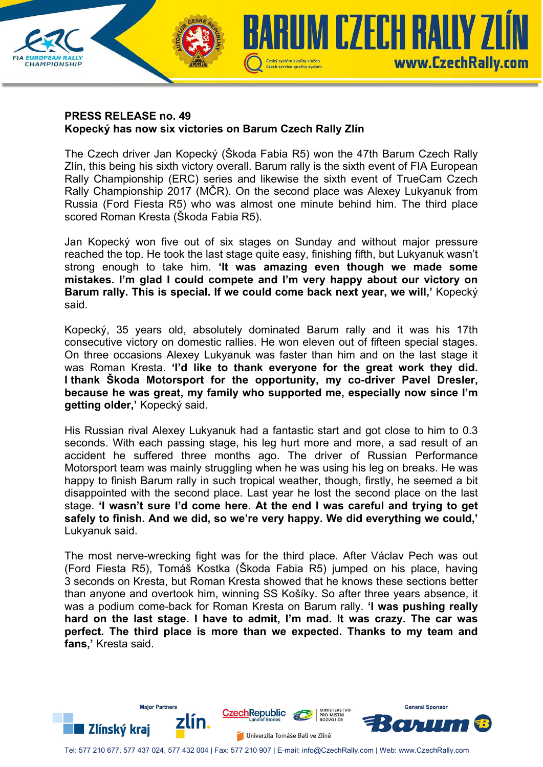**PRESS RELEASE no. 49**
**Kopecký has now six victories on Barum Czech Rally Zlín**

The Czech driver Jan Kopecký (Škoda Fabia R5) won the 47th Barum Czech Rally Zlín, this being his sixth victory overall. Barum rally is the sixth event of FIA European Rally Championship (ERC) series and likewise the sixth event of TrueCam Czech Rally Championship 2017 (MČR). On the second place was Alexey Lukyanuk from Russia (Ford Fiesta R5) who was almost one minute behind him. The third place scored Roman Kresta (Škoda Fabia R5).

Jan Kopecký won five out of six stages on Sunday and without major pressure reached the top. He took the last stage quite easy, finishing fifth, but Lukyanuk wasn't strong enough to take him. **'It was amazing even though we made some mistakes. I'm glad I could compete and I'm very happy about our victory on Barum rally. This is special. If we could come back next year, we will,'** Kopecký said.

Kopecký, 35 years old, absolutely dominated Barum rally and it was his 17th consecutive victory on domestic rallies. He won eleven out of fifteen special stages. On three occasions Alexey Lukyanuk was faster than him and on the last stage it was Roman Kresta. **'I'd like to thank everyone for the great work they did. I thank Škoda Motorsport for the opportunity, my co-driver Pavel Dresler, because he was great, my family who supported me, especially now since I'm getting older,'** Kopecký said.

His Russian rival Alexey Lukyanuk had a fantastic start and got close to him to 0.3 seconds. With each passing stage, his leg hurt more and more, a sad result of an accident he suffered three months ago. The driver of Russian Performance Motorsport team was mainly struggling when he was using his leg on breaks. He was happy to finish Barum rally in such tropical weather, though, firstly, he seemed a bit disappointed with the second place. Last year he lost the second place on the last stage. **'I wasn't sure I'd come here. At the end I was careful and trying to get safely to finish. And we did, so we're very happy. We did everything we could,'** Lukyanuk said.

The most nerve-wrecking fight was for the third place. After Václav Pech was out (Ford Fiesta R5), Tomáš Kostka (Škoda Fabia R5) jumped on his place, having 3 seconds on Kresta, but Roman Kresta showed that he knows these sections better than anyone and overtook him, winning SS Košíky. So after three years absence, it was a podium come-back for Roman Kresta on Barum rally. **'I was pushing really hard on the last stage. I have to admit, I'm mad. It was crazy. The car was perfect. The third place is more than we expected. Thanks to my team and fans,'** Kresta said.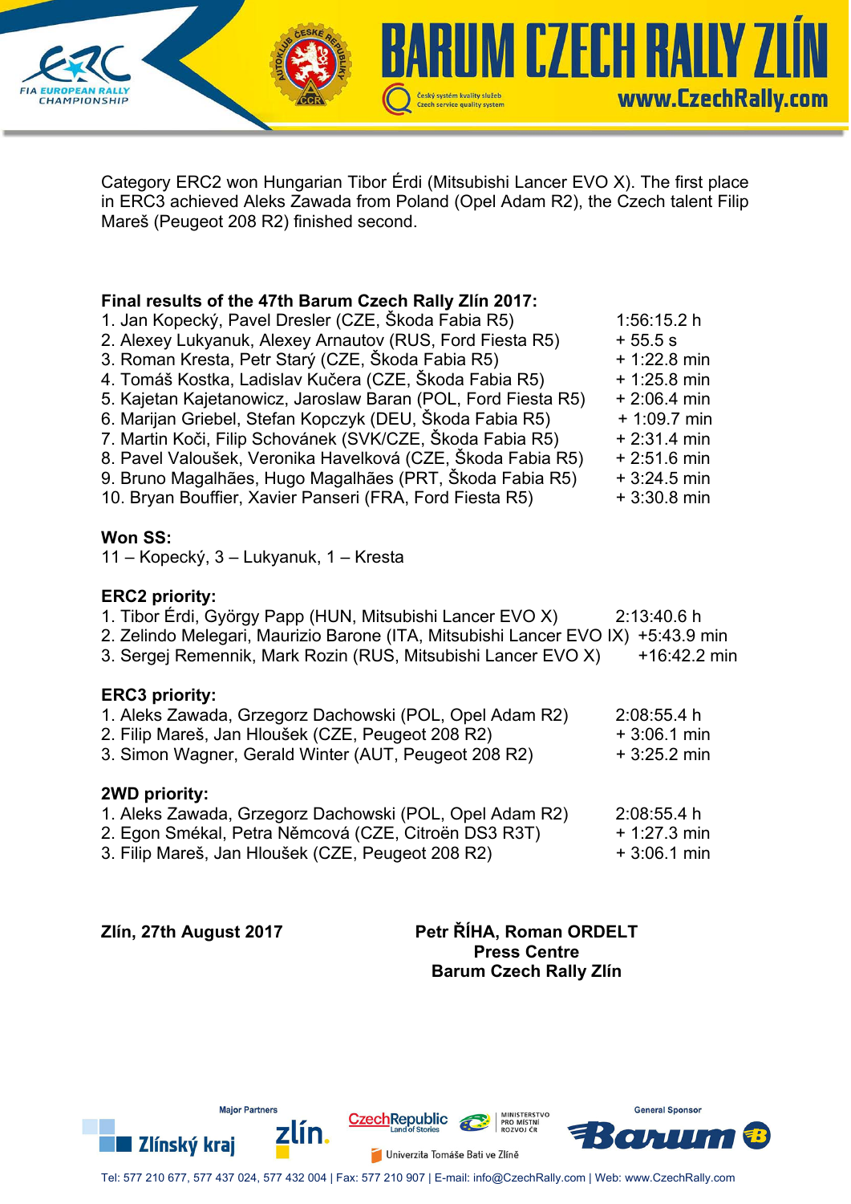Category ERC2 won Hungarian Tibor Érdi (Mitsubishi Lancer EVO X). The first place in ERC3 achieved Aleks Zawada from Poland (Opel Adam R2), the Czech talent Filip Mareš (Peugeot 208 R2) finished second.

**Final results of the 47th Barum Czech Rally Zlín 2017:**

| | |
|---|---|
| 1. Jan Kopecký, Pavel Dresler (CZE, Škoda Fabia R5) | 1:56:15.2 h |
| 2. Alexey Lukyanuk, Alexey Arnautov (RUS, Ford Fiesta R5) | + 55.5 s |
| 3. Roman Kresta, Petr Starý (CZE, Škoda Fabia R5) | + 1:22.8 min |
| 4. Tomáš Kostka, Ladislav Kučera (CZE, Škoda Fabia R5) | + 1:25.8 min |
| 5. Kajetan Kajetanowicz, Jaroslaw Baran (POL, Ford Fiesta R5) | + 2:06.4 min |
| 6. Marijan Griebel, Stefan Kopczyk (DEU, Škoda Fabia R5) | + 1:09.7 min |
| 7. Martin Koči, Filip Schovánek (SVK/CZE, Škoda Fabia R5) | + 2:31.4 min |
| 8. Pavel Valoušek, Veronika Havelková (CZE, Škoda Fabia R5) | + 2:51.6 min |
| 9. Bruno Magalhães, Hugo Magalhães (PRT, Škoda Fabia R5) | + 3:24.5 min |
| 10. Bryan Bouffier, Xavier Panseri (FRA, Ford Fiesta R5) | + 3:30.8 min |

**Won SS:**
11 – Kopecký, 3 – Lukyanuk, 1 – Kresta

**ERC2 priority:**

| | |
|---|---|
| 1. Tibor Érdi, György Papp (HUN, Mitsubishi Lancer EVO X) | 2:13:40.6 h |
| 2. Zelindo Melegari, Maurizio Barone (ITA, Mitsubishi Lancer EVO IX) | +5:43.9 min |
| 3. Sergej Remennik, Mark Rozin (RUS, Mitsubishi Lancer EVO X) | +16:42.2 min |

**ERC3 priority:**

| | |
|---|---|
| 1. Aleks Zawada, Grzegorz Dachowski (POL, Opel Adam R2) | 2:08:55.4 h |
| 2. Filip Mareš, Jan Hloušek (CZE, Peugeot 208 R2) | + 3:06.1 min |
| 3. Simon Wagner, Gerald Winter (AUT, Peugeot 208 R2) | + 3:25.2 min |

**2WD priority:**

| | |
|---|---|
| 1. Aleks Zawada, Grzegorz Dachowski (POL, Opel Adam R2) | 2:08:55.4 h |
| 2. Egon Smékal, Petra Němcová (CZE, Citroën DS3 R3T) | + 1:27.3 min |
| 3. Filip Mareš, Jan Hloušek (CZE, Peugeot 208 R2) | + 3:06.1 min |

**Zlín, 27th August 2017**

**Petr ŘÍHA, Roman ORDELT**
**Press Centre**
**Barum Czech Rally Zlín**